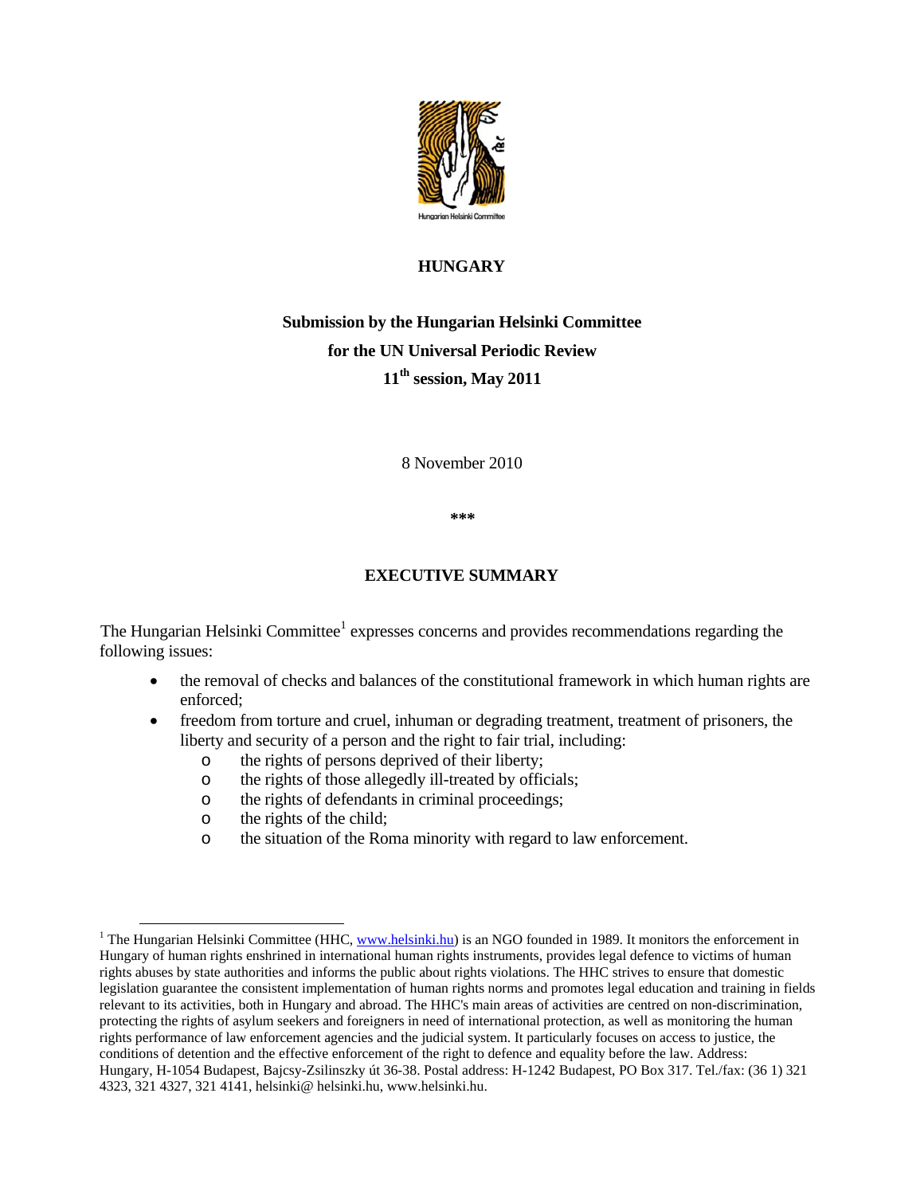HUNGARY

**Submission by the Hungarian Helsinki Committee**
**for the UN Universal Periodic Review**
**11th session, May 2011**

8 November 2010

\*\*\*

## EXECUTIVE SUMMARY

The Hungarian Helsinki Committee[1] expresses concerns and provides recommendations regarding the following issues:

- the removal of checks and balances of the constitutional framework in which human rights are enforced;
- freedom from torture and cruel, inhuman or degrading treatment, treatment of prisoners, the liberty and security of a person and the right to fair trial, including:
  - the rights of persons deprived of their liberty;
  - the rights of those allegedly ill-treated by officials;
  - the rights of defendants in criminal proceedings;
  - the rights of the child;
  - the situation of the Roma minority with regard to law enforcement.

[1] The Hungarian Helsinki Committee (HHC, www.helsinki.hu) is an NGO founded in 1989. It monitors the enforcement in Hungary of human rights enshrined in international human rights instruments, provides legal defence to victims of human rights abuses by state authorities and informs the public about rights violations. The HHC strives to ensure that domestic legislation guarantee the consistent implementation of human rights norms and promotes legal education and training in fields relevant to its activities, both in Hungary and abroad. The HHC's main areas of activities are centred on non-discrimination, protecting the rights of asylum seekers and foreigners in need of international protection, as well as monitoring the human rights performance of law enforcement agencies and the judicial system. It particularly focuses on access to justice, the conditions of detention and the effective enforcement of the right to defence and equality before the law. Address: Hungary, H-1054 Budapest, Bajcsy-Zsilinszky út 36-38. Postal address: H-1242 Budapest, PO Box 317. Tel./fax: (36 1) 321 4323, 321 4327, 321 4141, helsinki@ helsinki.hu, www.helsinki.hu.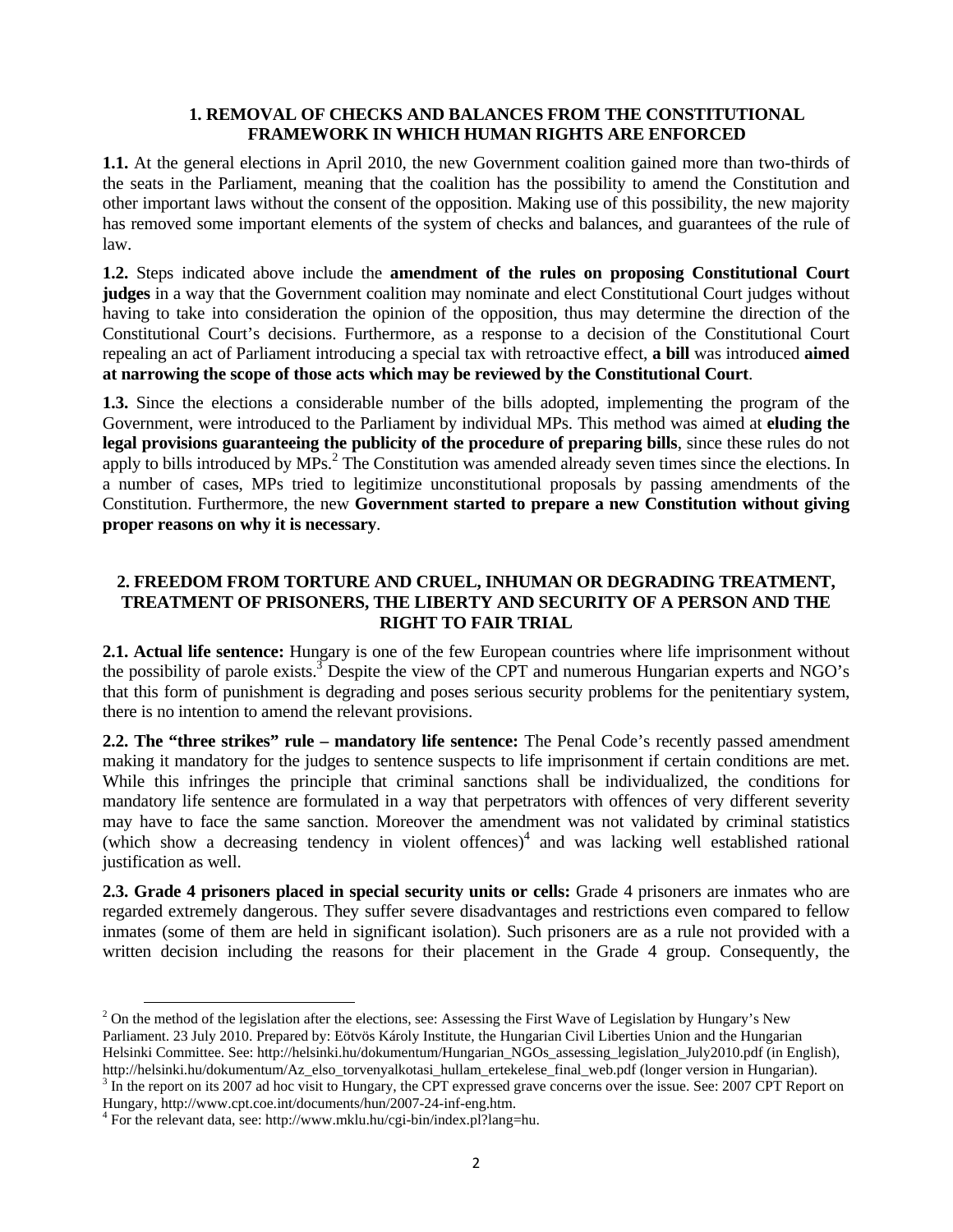## 1. REMOVAL OF CHECKS AND BALANCES FROM THE CONSTITUTIONAL FRAMEWORK IN WHICH HUMAN RIGHTS ARE ENFORCED

**1.1.** At the general elections in April 2010, the new Government coalition gained more than two-thirds of the seats in the Parliament, meaning that the coalition has the possibility to amend the Constitution and other important laws without the consent of the opposition. Making use of this possibility, the new majority has removed some important elements of the system of checks and balances, and guarantees of the rule of law.

**1.2.** Steps indicated above include the **amendment of the rules on proposing Constitutional Court judges** in a way that the Government coalition may nominate and elect Constitutional Court judges without having to take into consideration the opinion of the opposition, thus may determine the direction of the Constitutional Court's decisions. Furthermore, as a response to a decision of the Constitutional Court repealing an act of Parliament introducing a special tax with retroactive effect, **a bill** was introduced **aimed at narrowing the scope of those acts which may be reviewed by the Constitutional Court**.

**1.3.** Since the elections a considerable number of the bills adopted, implementing the program of the Government, were introduced to the Parliament by individual MPs. This method was aimed at **eluding the legal provisions guaranteeing the publicity of the procedure of preparing bills**, since these rules do not apply to bills introduced by MPs.[2] The Constitution was amended already seven times since the elections. In a number of cases, MPs tried to legitimize unconstitutional proposals by passing amendments of the Constitution. Furthermore, the new **Government started to prepare a new Constitution without giving proper reasons on why it is necessary**.

## 2. FREEDOM FROM TORTURE AND CRUEL, INHUMAN OR DEGRADING TREATMENT, TREATMENT OF PRISONERS, THE LIBERTY AND SECURITY OF A PERSON AND THE RIGHT TO FAIR TRIAL

**2.1. Actual life sentence:** Hungary is one of the few European countries where life imprisonment without the possibility of parole exists.[3] Despite the view of the CPT and numerous Hungarian experts and NGO's that this form of punishment is degrading and poses serious security problems for the penitentiary system, there is no intention to amend the relevant provisions.

**2.2. The "three strikes" rule – mandatory life sentence:** The Penal Code's recently passed amendment making it mandatory for the judges to sentence suspects to life imprisonment if certain conditions are met. While this infringes the principle that criminal sanctions shall be individualized, the conditions for mandatory life sentence are formulated in a way that perpetrators with offences of very different severity may have to face the same sanction. Moreover the amendment was not validated by criminal statistics (which show a decreasing tendency in violent offences)[4] and was lacking well established rational justification as well.

**2.3. Grade 4 prisoners placed in special security units or cells:** Grade 4 prisoners are inmates who are regarded extremely dangerous. They suffer severe disadvantages and restrictions even compared to fellow inmates (some of them are held in significant isolation). Such prisoners are as a rule not provided with a written decision including the reasons for their placement in the Grade 4 group. Consequently, the

---

[2] On the method of the legislation after the elections, see: Assessing the First Wave of Legislation by Hungary's New Parliament. 23 July 2010. Prepared by: Eötvös Károly Institute, the Hungarian Civil Liberties Union and the Hungarian Helsinki Committee. See: http://helsinki.hu/dokumentum/Hungarian_NGOs_assessing_legislation_July2010.pdf (in English), http://helsinki.hu/dokumentum/Az_elso_torvenyalkotasi_hullam_ertekelese_final_web.pdf (longer version in Hungarian).

[3] In the report on its 2007 ad hoc visit to Hungary, the CPT expressed grave concerns over the issue. See: 2007 CPT Report on Hungary, http://www.cpt.coe.int/documents/hun/2007-24-inf-eng.htm.

[4] For the relevant data, see: http://www.mklu.hu/cgi-bin/index.pl?lang=hu.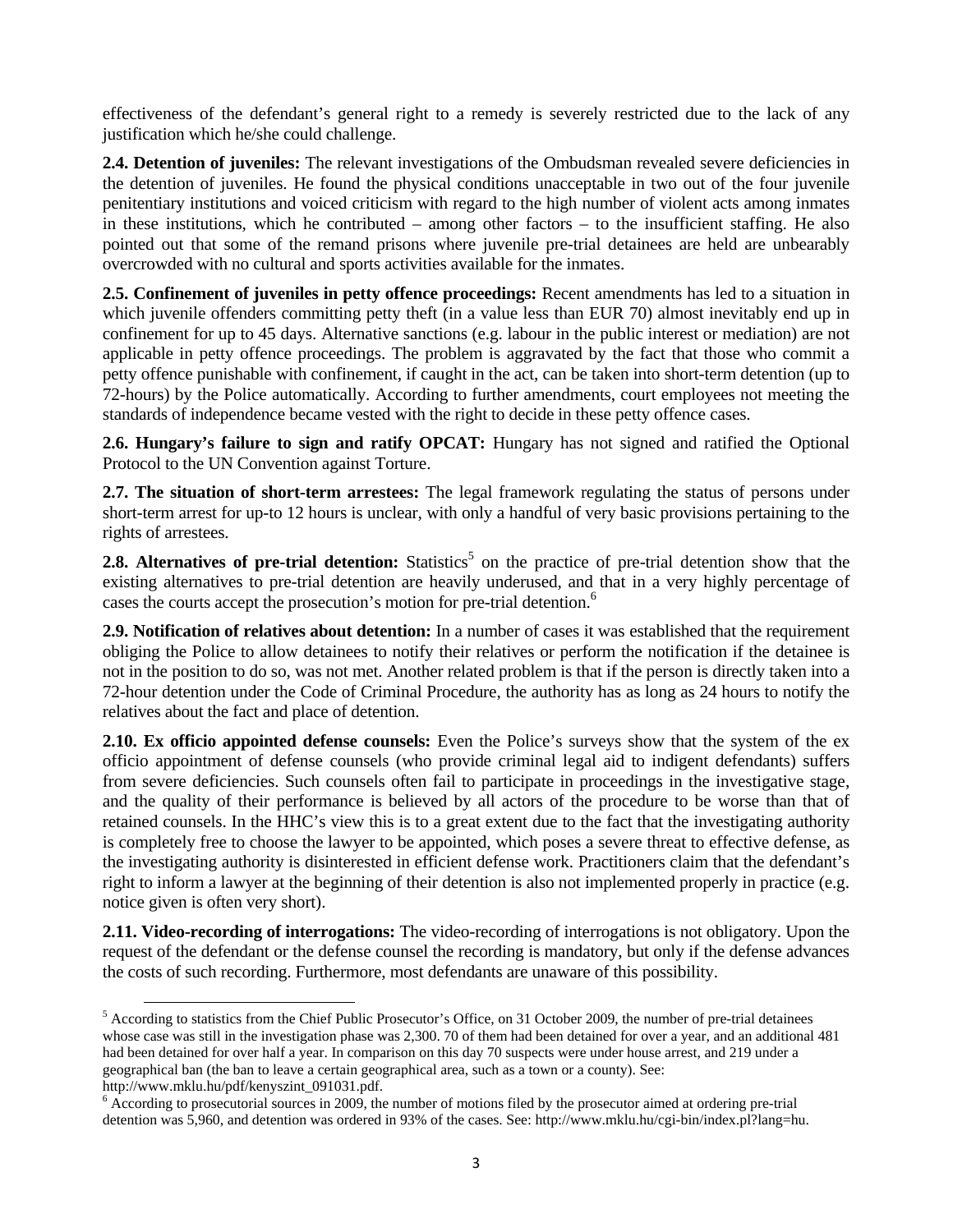effectiveness of the defendant's general right to a remedy is severely restricted due to the lack of any justification which he/she could challenge.

**2.4. Detention of juveniles:** The relevant investigations of the Ombudsman revealed severe deficiencies in the detention of juveniles. He found the physical conditions unacceptable in two out of the four juvenile penitentiary institutions and voiced criticism with regard to the high number of violent acts among inmates in these institutions, which he contributed – among other factors – to the insufficient staffing. He also pointed out that some of the remand prisons where juvenile pre-trial detainees are held are unbearably overcrowded with no cultural and sports activities available for the inmates.

**2.5. Confinement of juveniles in petty offence proceedings:** Recent amendments has led to a situation in which juvenile offenders committing petty theft (in a value less than EUR 70) almost inevitably end up in confinement for up to 45 days. Alternative sanctions (e.g. labour in the public interest or mediation) are not applicable in petty offence proceedings. The problem is aggravated by the fact that those who commit a petty offence punishable with confinement, if caught in the act, can be taken into short-term detention (up to 72-hours) by the Police automatically. According to further amendments, court employees not meeting the standards of independence became vested with the right to decide in these petty offence cases.

**2.6. Hungary's failure to sign and ratify OPCAT:** Hungary has not signed and ratified the Optional Protocol to the UN Convention against Torture.

**2.7. The situation of short-term arrestees:** The legal framework regulating the status of persons under short-term arrest for up-to 12 hours is unclear, with only a handful of very basic provisions pertaining to the rights of arrestees.

**2.8. Alternatives of pre-trial detention:** Statistics[5] on the practice of pre-trial detention show that the existing alternatives to pre-trial detention are heavily underused, and that in a very highly percentage of cases the courts accept the prosecution's motion for pre-trial detention.[6]

**2.9. Notification of relatives about detention:** In a number of cases it was established that the requirement obliging the Police to allow detainees to notify their relatives or perform the notification if the detainee is not in the position to do so, was not met. Another related problem is that if the person is directly taken into a 72-hour detention under the Code of Criminal Procedure, the authority has as long as 24 hours to notify the relatives about the fact and place of detention.

**2.10. Ex officio appointed defense counsels:** Even the Police's surveys show that the system of the ex officio appointment of defense counsels (who provide criminal legal aid to indigent defendants) suffers from severe deficiencies. Such counsels often fail to participate in proceedings in the investigative stage, and the quality of their performance is believed by all actors of the procedure to be worse than that of retained counsels. In the HHC's view this is to a great extent due to the fact that the investigating authority is completely free to choose the lawyer to be appointed, which poses a severe threat to effective defense, as the investigating authority is disinterested in efficient defense work. Practitioners claim that the defendant's right to inform a lawyer at the beginning of their detention is also not implemented properly in practice (e.g. notice given is often very short).

**2.11. Video-recording of interrogations:** The video-recording of interrogations is not obligatory. Upon the request of the defendant or the defense counsel the recording is mandatory, but only if the defense advances the costs of such recording. Furthermore, most defendants are unaware of this possibility.

---

[5] According to statistics from the Chief Public Prosecutor's Office, on 31 October 2009, the number of pre-trial detainees whose case was still in the investigation phase was 2,300. 70 of them had been detained for over a year, and an additional 481 had been detained for over half a year. In comparison on this day 70 suspects were under house arrest, and 219 under a geographical ban (the ban to leave a certain geographical area, such as a town or a county). See: http://www.mklu.hu/pdf/kenyszint_091031.pdf.

[6] According to prosecutorial sources in 2009, the number of motions filed by the prosecutor aimed at ordering pre-trial detention was 5,960, and detention was ordered in 93% of the cases. See: http://www.mklu.hu/cgi-bin/index.pl?lang=hu.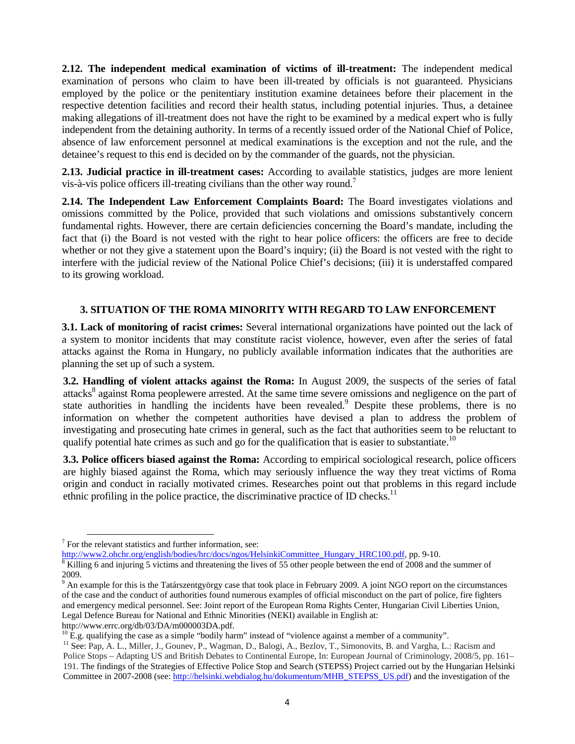**2.12. The independent medical examination of victims of ill-treatment:** The independent medical examination of persons who claim to have been ill-treated by officials is not guaranteed. Physicians employed by the police or the penitentiary institution examine detainees before their placement in the respective detention facilities and record their health status, including potential injuries. Thus, a detainee making allegations of ill-treatment does not have the right to be examined by a medical expert who is fully independent from the detaining authority. In terms of a recently issued order of the National Chief of Police, absence of law enforcement personnel at medical examinations is the exception and not the rule, and the detainee's request to this end is decided on by the commander of the guards, not the physician.

**2.13. Judicial practice in ill-treatment cases:** According to available statistics, judges are more lenient vis-à-vis police officers ill-treating civilians than the other way round.[7]

**2.14. The Independent Law Enforcement Complaints Board:** The Board investigates violations and omissions committed by the Police, provided that such violations and omissions substantively concern fundamental rights. However, there are certain deficiencies concerning the Board's mandate, including the fact that (i) the Board is not vested with the right to hear police officers: the officers are free to decide whether or not they give a statement upon the Board's inquiry; (ii) the Board is not vested with the right to interfere with the judicial review of the National Police Chief's decisions; (iii) it is understaffed compared to its growing workload.

## 3. SITUATION OF THE ROMA MINORITY WITH REGARD TO LAW ENFORCEMENT

**3.1. Lack of monitoring of racist crimes:** Several international organizations have pointed out the lack of a system to monitor incidents that may constitute racist violence, however, even after the series of fatal attacks against the Roma in Hungary, no publicly available information indicates that the authorities are planning the set up of such a system.

**3.2. Handling of violent attacks against the Roma:** In August 2009, the suspects of the series of fatal attacks[8] against Roma peoplewere arrested. At the same time severe omissions and negligence on the part of state authorities in handling the incidents have been revealed.[9] Despite these problems, there is no information on whether the competent authorities have devised a plan to address the problem of investigating and prosecuting hate crimes in general, such as the fact that authorities seem to be reluctant to qualify potential hate crimes as such and go for the qualification that is easier to substantiate.[10]

**3.3. Police officers biased against the Roma:** According to empirical sociological research, police officers are highly biased against the Roma, which may seriously influence the way they treat victims of Roma origin and conduct in racially motivated crimes. Researches point out that problems in this regard include ethnic profiling in the police practice, the discriminative practice of ID checks.[11]

---

[7] For the relevant statistics and further information, see: http://www2.ohchr.org/english/bodies/hrc/docs/ngos/HelsinkiCommittee_Hungary_HRC100.pdf, pp. 9-10.

[8] Killing 6 and injuring 5 victims and threatening the lives of 55 other people between the end of 2008 and the summer of 2009.

[9] An example for this is the Tatárszentgyörgy case that took place in February 2009. A joint NGO report on the circumstances of the case and the conduct of authorities found numerous examples of official misconduct on the part of police, fire fighters and emergency medical personnel. See: Joint report of the European Roma Rights Center, Hungarian Civil Liberties Union, Legal Defence Bureau for National and Ethnic Minorities (NEKI) available in English at: http://www.errc.org/db/03/DA/m000003DA.pdf.

[10] E.g. qualifying the case as a simple "bodily harm" instead of "violence against a member of a community".

[11] See: Pap, A. L., Miller, J., Gounev, P., Wagman, D., Balogi, A., Bezlov, T., Simonovits, B. and Vargha, L.: Racism and Police Stops – Adapting US and British Debates to Continental Europe, In: European Journal of Criminology, 2008/5, pp. 161–191. The findings of the Strategies of Effective Police Stop and Search (STEPSS) Project carried out by the Hungarian Helsinki Committee in 2007-2008 (see: http://helsinki.webdialog.hu/dokumentum/MHB_STEPSS_US.pdf) and the investigation of the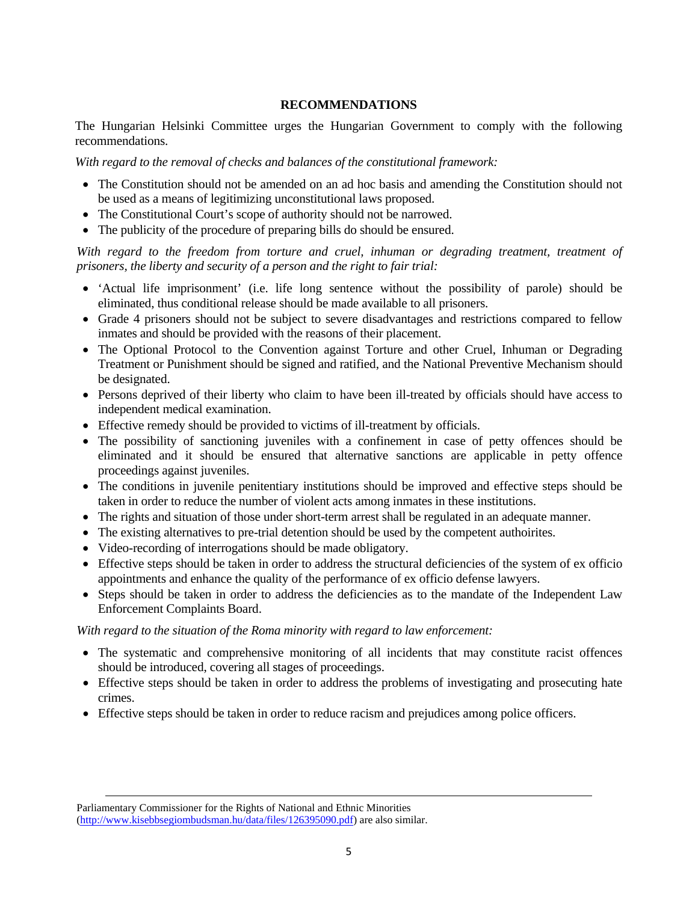**RECOMMENDATIONS**

The Hungarian Helsinki Committee urges the Hungarian Government to comply with the following recommendations.

*With regard to the removal of checks and balances of the constitutional framework:*

- The Constitution should not be amended on an ad hoc basis and amending the Constitution should not be used as a means of legitimizing unconstitutional laws proposed.
- The Constitutional Court's scope of authority should not be narrowed.
- The publicity of the procedure of preparing bills do should be ensured.

*With regard to the freedom from torture and cruel, inhuman or degrading treatment, treatment of prisoners, the liberty and security of a person and the right to fair trial:*

- 'Actual life imprisonment' (i.e. life long sentence without the possibility of parole) should be eliminated, thus conditional release should be made available to all prisoners.
- Grade 4 prisoners should not be subject to severe disadvantages and restrictions compared to fellow inmates and should be provided with the reasons of their placement.
- The Optional Protocol to the Convention against Torture and other Cruel, Inhuman or Degrading Treatment or Punishment should be signed and ratified, and the National Preventive Mechanism should be designated.
- Persons deprived of their liberty who claim to have been ill-treated by officials should have access to independent medical examination.
- Effective remedy should be provided to victims of ill-treatment by officials.
- The possibility of sanctioning juveniles with a confinement in case of petty offences should be eliminated and it should be ensured that alternative sanctions are applicable in petty offence proceedings against juveniles.
- The conditions in juvenile penitentiary institutions should be improved and effective steps should be taken in order to reduce the number of violent acts among inmates in these institutions.
- The rights and situation of those under short-term arrest shall be regulated in an adequate manner.
- The existing alternatives to pre-trial detention should be used by the competent authoirites.
- Video-recording of interrogations should be made obligatory.
- Effective steps should be taken in order to address the structural deficiencies of the system of ex officio appointments and enhance the quality of the performance of ex officio defense lawyers.
- Steps should be taken in order to address the deficiencies as to the mandate of the Independent Law Enforcement Complaints Board.

*With regard to the situation of the Roma minority with regard to law enforcement:*

- The systematic and comprehensive monitoring of all incidents that may constitute racist offences should be introduced, covering all stages of proceedings.
- Effective steps should be taken in order to address the problems of investigating and prosecuting hate crimes.
- Effective steps should be taken in order to reduce racism and prejudices among police officers.

---

Parliamentary Commissioner for the Rights of National and Ethnic Minorities (http://www.kisebbsegiombudsman.hu/data/files/126395090.pdf) are also similar.